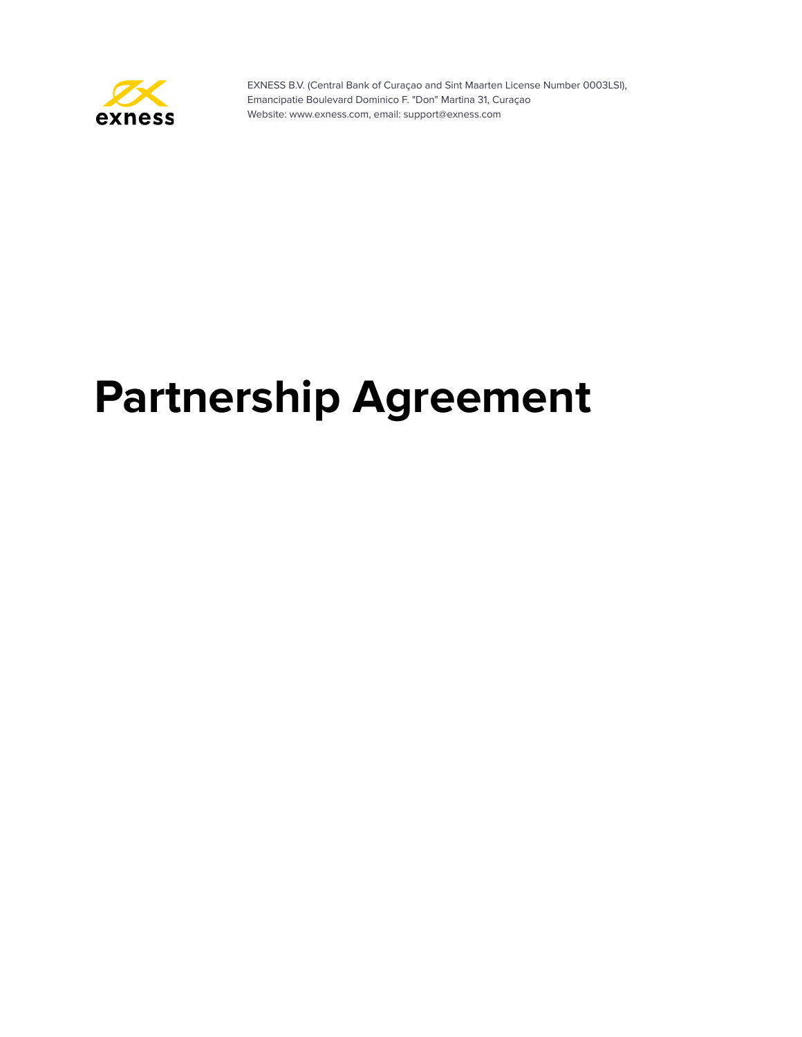EXNESS B.V. (Central Bank of Curaçao and Sint Maarten License Number 0003LSI),
Emancipatie Boulevard Dominico F. "Don" Martina 31, Curaçao
Website: www.exness.com, email: support@exness.com

# Partnership Agreement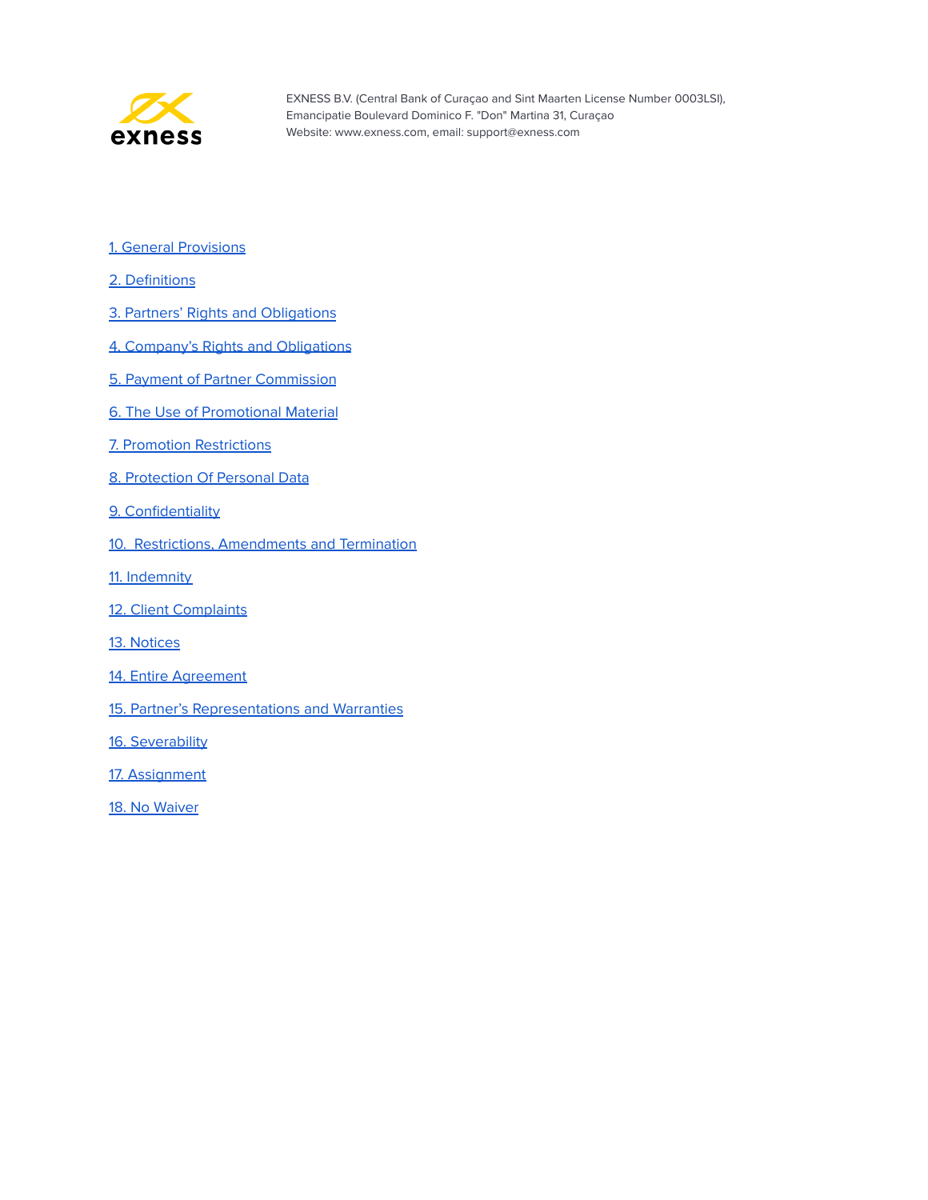1. General Provisions

2. Definitions

3. Partners' Rights and Obligations

4. Company's Rights and Obligations

5. Payment of Partner Commission

6. The Use of Promotional Material

7. Promotion Restrictions

8. Protection Of Personal Data

9. Confidentiality

10. Restrictions, Amendments and Termination

11. Indemnity

12. Client Complaints

13. Notices

14. Entire Agreement

15. Partner's Representations and Warranties

16. Severability

17. Assignment

18. No Waiver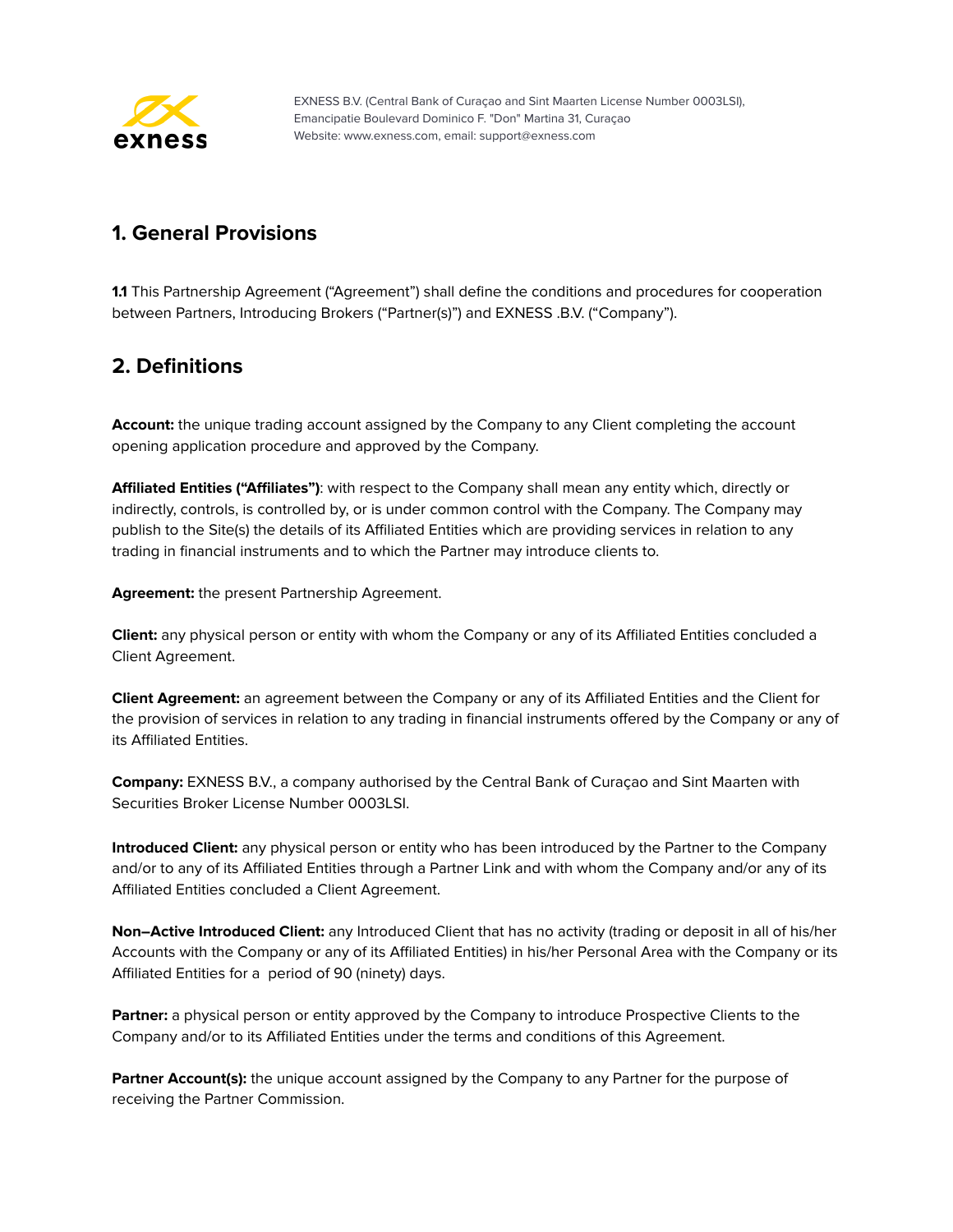EXNESS B.V. (Central Bank of Curaçao and Sint Maarten License Number 0003LSI), Emancipatie Boulevard Dominico F. "Don" Martina 31, Curaçao
Website: www.exness.com, email: support@exness.com

## 1. General Provisions

**1.1** This Partnership Agreement ("Agreement") shall define the conditions and procedures for cooperation between Partners, Introducing Brokers ("Partner(s)") and EXNESS .B.V. ("Company").

## 2. Definitions

**Account:** the unique trading account assigned by the Company to any Client completing the account opening application procedure and approved by the Company.

**Affiliated Entities ("Affiliates")**: with respect to the Company shall mean any entity which, directly or indirectly, controls, is controlled by, or is under common control with the Company. The Company may publish to the Site(s) the details of its Affiliated Entities which are providing services in relation to any trading in financial instruments and to which the Partner may introduce clients to.

**Agreement:** the present Partnership Agreement.

**Client:** any physical person or entity with whom the Company or any of its Affiliated Entities concluded a Client Agreement.

**Client Agreement:** an agreement between the Company or any of its Affiliated Entities and the Client for the provision of services in relation to any trading in financial instruments offered by the Company or any of its Affiliated Entities.

**Company:** EXNESS B.V., a company authorised by the Central Bank of Curaçao and Sint Maarten with Securities Broker License Number 0003LSI.

**Introduced Client:** any physical person or entity who has been introduced by the Partner to the Company and/or to any of its Affiliated Entities through a Partner Link and with whom the Company and/or any of its Affiliated Entities concluded a Client Agreement.

**Non–Active Introduced Client:** any Introduced Client that has no activity (trading or deposit in all of his/her Accounts with the Company or any of its Affiliated Entities) in his/her Personal Area with the Company or its Affiliated Entities for a period of 90 (ninety) days.

**Partner:** a physical person or entity approved by the Company to introduce Prospective Clients to the Company and/or to its Affiliated Entities under the terms and conditions of this Agreement.

**Partner Account(s):** the unique account assigned by the Company to any Partner for the purpose of receiving the Partner Commission.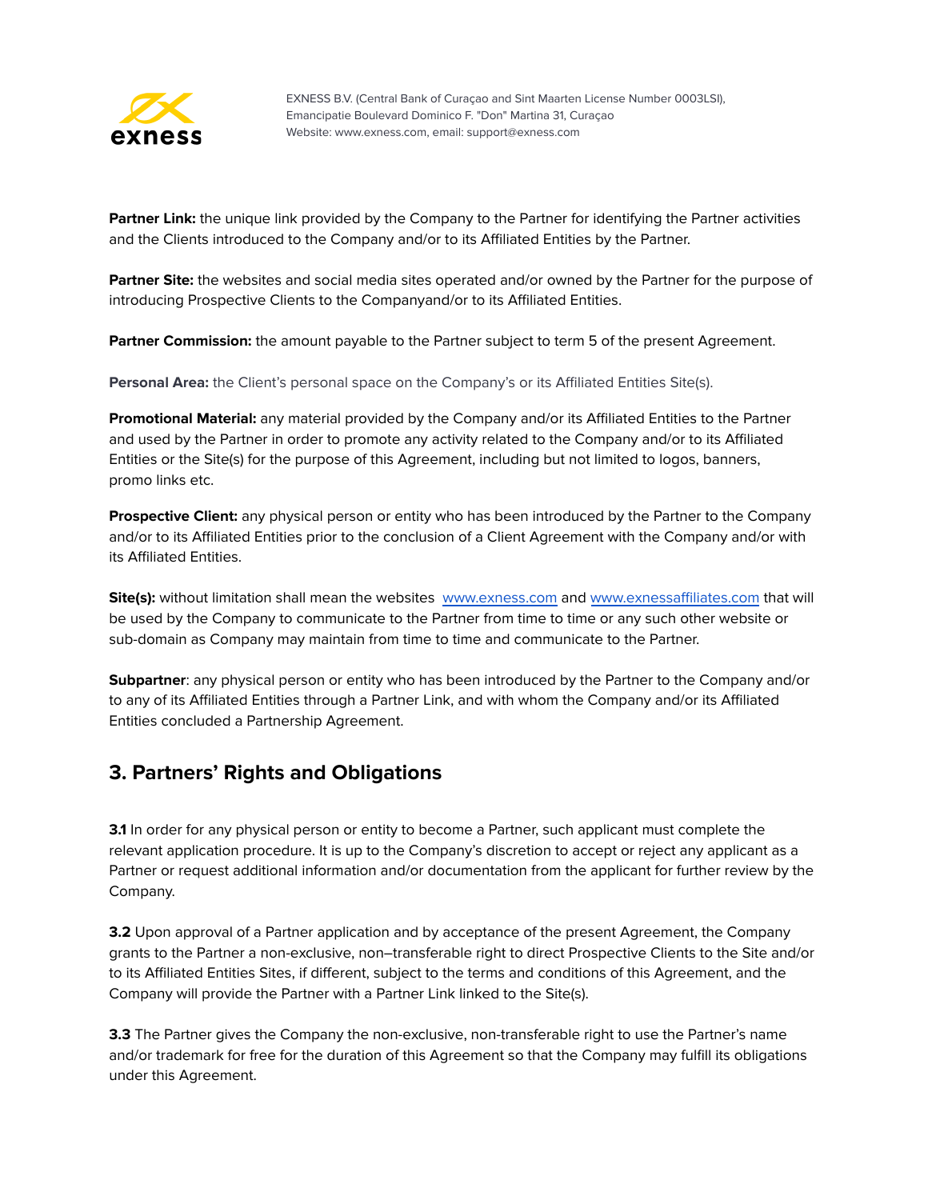**Partner Link:** the unique link provided by the Company to the Partner for identifying the Partner activities and the Clients introduced to the Company and/or to its Affiliated Entities by the Partner.

**Partner Site:** the websites and social media sites operated and/or owned by the Partner for the purpose of introducing Prospective Clients to the Companyand/or to its Affiliated Entities.

**Partner Commission:** the amount payable to the Partner subject to term 5 of the present Agreement.

**Personal Area:** the Client's personal space on the Company's or its Affiliated Entities Site(s).

**Promotional Material:** any material provided by the Company and/or its Affiliated Entities to the Partner and used by the Partner in order to promote any activity related to the Company and/or to its Affiliated Entities or the Site(s) for the purpose of this Agreement, including but not limited to logos, banners, promo links etc.

**Prospective Client:** any physical person or entity who has been introduced by the Partner to the Company and/or to its Affiliated Entities prior to the conclusion of a Client Agreement with the Company and/or with its Affiliated Entities.

**Site(s):** without limitation shall mean the websites www.exness.com and www.exnessaffiliates.com that will be used by the Company to communicate to the Partner from time to time or any such other website or sub-domain as Company may maintain from time to time and communicate to the Partner.

**Subpartner**: any physical person or entity who has been introduced by the Partner to the Company and/or to any of its Affiliated Entities through a Partner Link, and with whom the Company and/or its Affiliated Entities concluded a Partnership Agreement.

## 3. Partners' Rights and Obligations

**3.1** In order for any physical person or entity to become a Partner, such applicant must complete the relevant application procedure. It is up to the Company's discretion to accept or reject any applicant as a Partner or request additional information and/or documentation from the applicant for further review by the Company.

**3.2** Upon approval of a Partner application and by acceptance of the present Agreement, the Company grants to the Partner a non-exclusive, non–transferable right to direct Prospective Clients to the Site and/or to its Affiliated Entities Sites, if different, subject to the terms and conditions of this Agreement, and the Company will provide the Partner with a Partner Link linked to the Site(s).

**3.3** The Partner gives the Company the non-exclusive, non-transferable right to use the Partner's name and/or trademark for free for the duration of this Agreement so that the Company may fulfill its obligations under this Agreement.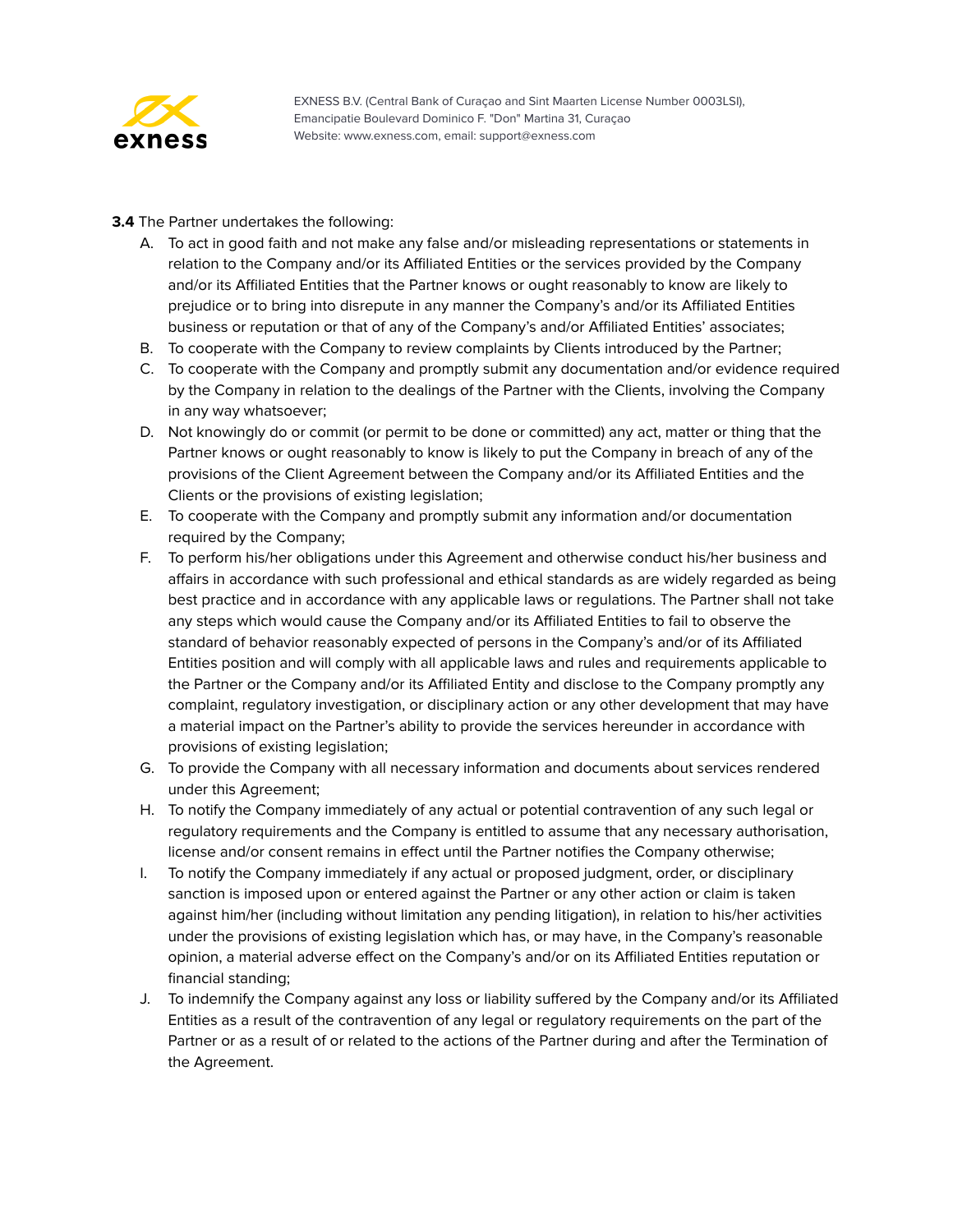**3.4** The Partner undertakes the following:

A. To act in good faith and not make any false and/or misleading representations or statements in relation to the Company and/or its Affiliated Entities or the services provided by the Company and/or its Affiliated Entities that the Partner knows or ought reasonably to know are likely to prejudice or to bring into disrepute in any manner the Company's and/or its Affiliated Entities business or reputation or that of any of the Company's and/or Affiliated Entities' associates;

B. To cooperate with the Company to review complaints by Clients introduced by the Partner;

C. To cooperate with the Company and promptly submit any documentation and/or evidence required by the Company in relation to the dealings of the Partner with the Clients, involving the Company in any way whatsoever;

D. Not knowingly do or commit (or permit to be done or committed) any act, matter or thing that the Partner knows or ought reasonably to know is likely to put the Company in breach of any of the provisions of the Client Agreement between the Company and/or its Affiliated Entities and the Clients or the provisions of existing legislation;

E. To cooperate with the Company and promptly submit any information and/or documentation required by the Company;

F. To perform his/her obligations under this Agreement and otherwise conduct his/her business and affairs in accordance with such professional and ethical standards as are widely regarded as being best practice and in accordance with any applicable laws or regulations. The Partner shall not take any steps which would cause the Company and/or its Affiliated Entities to fail to observe the standard of behavior reasonably expected of persons in the Company's and/or of its Affiliated Entities position and will comply with all applicable laws and rules and requirements applicable to the Partner or the Company and/or its Affiliated Entity and disclose to the Company promptly any complaint, regulatory investigation, or disciplinary action or any other development that may have a material impact on the Partner's ability to provide the services hereunder in accordance with provisions of existing legislation;

G. To provide the Company with all necessary information and documents about services rendered under this Agreement;

H. To notify the Company immediately of any actual or potential contravention of any such legal or regulatory requirements and the Company is entitled to assume that any necessary authorisation, license and/or consent remains in effect until the Partner notifies the Company otherwise;

I. To notify the Company immediately if any actual or proposed judgment, order, or disciplinary sanction is imposed upon or entered against the Partner or any other action or claim is taken against him/her (including without limitation any pending litigation), in relation to his/her activities under the provisions of existing legislation which has, or may have, in the Company's reasonable opinion, a material adverse effect on the Company's and/or on its Affiliated Entities reputation or financial standing;

J. To indemnify the Company against any loss or liability suffered by the Company and/or its Affiliated Entities as a result of the contravention of any legal or regulatory requirements on the part of the Partner or as a result of or related to the actions of the Partner during and after the Termination of the Agreement.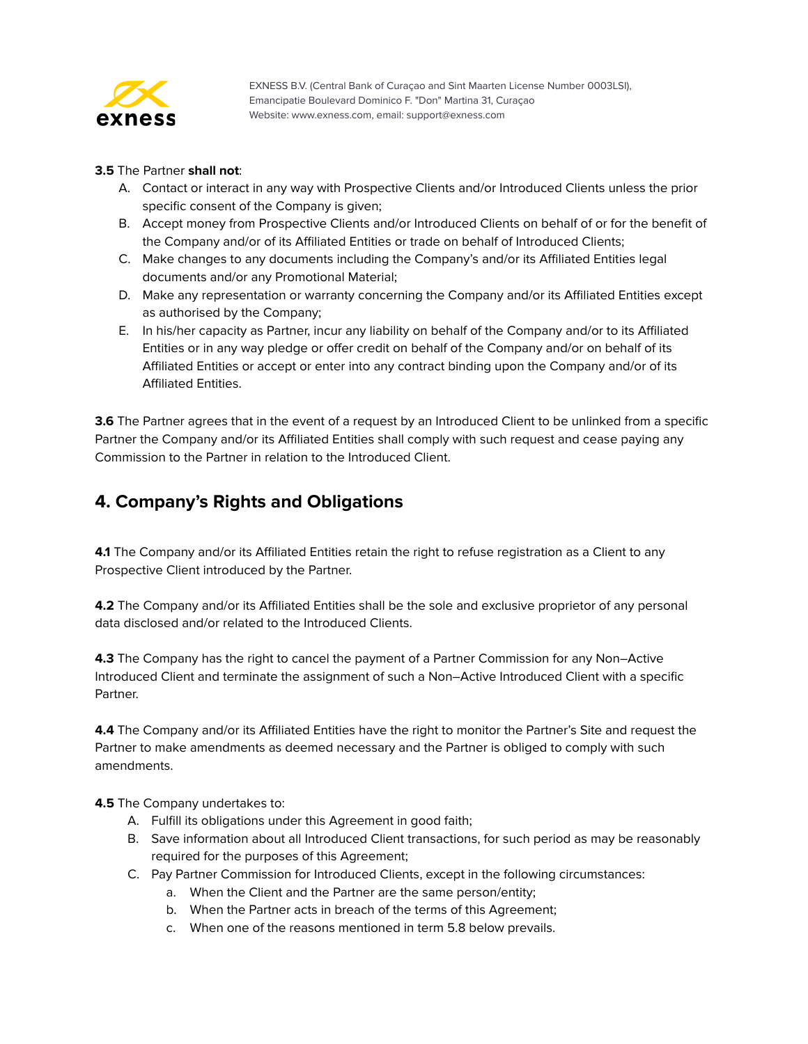**3.5** The Partner **shall not**:

A. Contact or interact in any way with Prospective Clients and/or Introduced Clients unless the prior specific consent of the Company is given;
B. Accept money from Prospective Clients and/or Introduced Clients on behalf of or for the benefit of the Company and/or of its Affiliated Entities or trade on behalf of Introduced Clients;
C. Make changes to any documents including the Company's and/or its Affiliated Entities legal documents and/or any Promotional Material;
D. Make any representation or warranty concerning the Company and/or its Affiliated Entities except as authorised by the Company;
E. In his/her capacity as Partner, incur any liability on behalf of the Company and/or to its Affiliated Entities or in any way pledge or offer credit on behalf of the Company and/or on behalf of its Affiliated Entities or accept or enter into any contract binding upon the Company and/or of its Affiliated Entities.

**3.6** The Partner agrees that in the event of a request by an Introduced Client to be unlinked from a specific Partner the Company and/or its Affiliated Entities shall comply with such request and cease paying any Commission to the Partner in relation to the Introduced Client.

## 4. Company's Rights and Obligations

**4.1** The Company and/or its Affiliated Entities retain the right to refuse registration as a Client to any Prospective Client introduced by the Partner.

**4.2** The Company and/or its Affiliated Entities shall be the sole and exclusive proprietor of any personal data disclosed and/or related to the Introduced Clients.

**4.3** The Company has the right to cancel the payment of a Partner Commission for any Non–Active Introduced Client and terminate the assignment of such a Non–Active Introduced Client with a specific Partner.

**4.4** The Company and/or its Affiliated Entities have the right to monitor the Partner's Site and request the Partner to make amendments as deemed necessary and the Partner is obliged to comply with such amendments.

**4.5** The Company undertakes to:

A. Fulfill its obligations under this Agreement in good faith;
B. Save information about all Introduced Client transactions, for such period as may be reasonably required for the purposes of this Agreement;
C. Pay Partner Commission for Introduced Clients, except in the following circumstances:
   a. When the Client and the Partner are the same person/entity;
   b. When the Partner acts in breach of the terms of this Agreement;
   c. When one of the reasons mentioned in term 5.8 below prevails.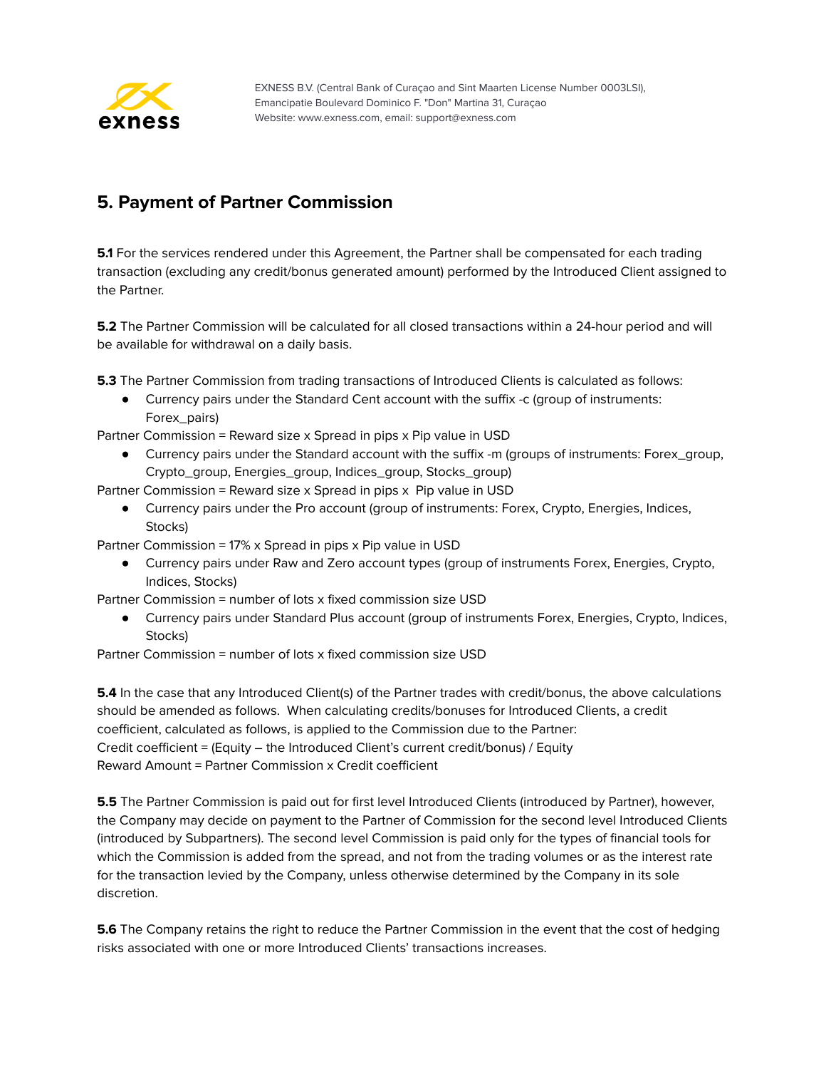## 5. Payment of Partner Commission

**5.1** For the services rendered under this Agreement, the Partner shall be compensated for each trading transaction (excluding any credit/bonus generated amount) performed by the Introduced Client assigned to the Partner.

**5.2** The Partner Commission will be calculated for all closed transactions within a 24-hour period and will be available for withdrawal on a daily basis.

**5.3** The Partner Commission from trading transactions of Introduced Clients is calculated as follows:

- Currency pairs under the Standard Cent account with the suffix -c (group of instruments: Forex_pairs)

Partner Commission = Reward size x Spread in pips x Pip value in USD

- Currency pairs under the Standard account with the suffix -m (groups of instruments: Forex_group, Crypto_group, Energies_group, Indices_group, Stocks_group)

Partner Commission = Reward size x Spread in pips x Pip value in USD

- Currency pairs under the Pro account (group of instruments: Forex, Crypto, Energies, Indices, Stocks)

Partner Commission = 17% x Spread in pips x Pip value in USD

- Currency pairs under Raw and Zero account types (group of instruments Forex, Energies, Crypto, Indices, Stocks)

Partner Commission = number of lots x fixed commission size USD

- Currency pairs under Standard Plus account (group of instruments Forex, Energies, Crypto, Indices, Stocks)

Partner Commission = number of lots x fixed commission size USD

**5.4** In the case that any Introduced Client(s) of the Partner trades with credit/bonus, the above calculations should be amended as follows. When calculating credits/bonuses for Introduced Clients, a credit coefficient, calculated as follows, is applied to the Commission due to the Partner:
Credit coefficient = (Equity – the Introduced Client's current credit/bonus) / Equity
Reward Amount = Partner Commission x Credit coefficient

**5.5** The Partner Commission is paid out for first level Introduced Clients (introduced by Partner), however, the Company may decide on payment to the Partner of Commission for the second level Introduced Clients (introduced by Subpartners). The second level Commission is paid only for the types of financial tools for which the Commission is added from the spread, and not from the trading volumes or as the interest rate for the transaction levied by the Company, unless otherwise determined by the Company in its sole discretion.

**5.6** The Company retains the right to reduce the Partner Commission in the event that the cost of hedging risks associated with one or more Introduced Clients' transactions increases.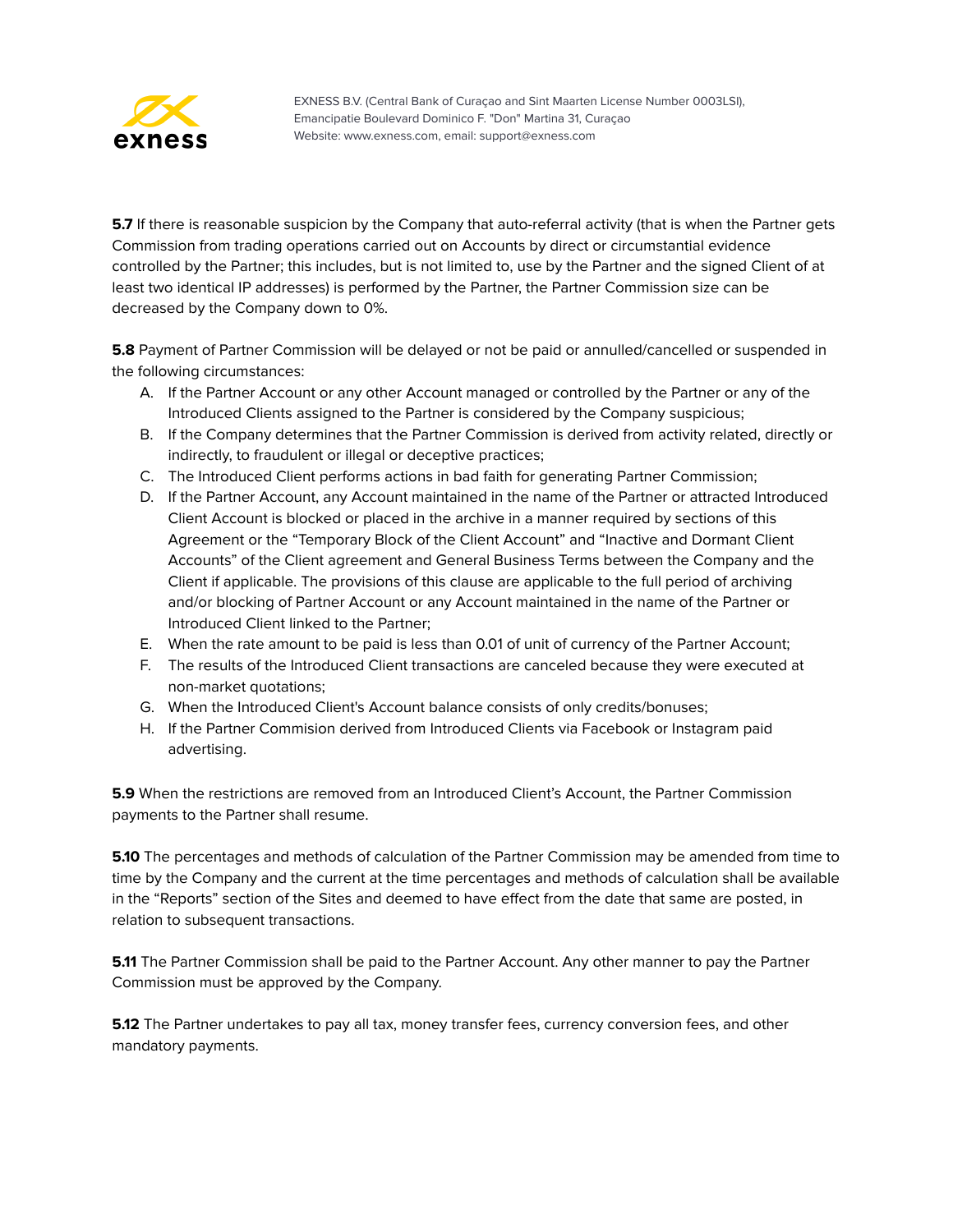**5.7** If there is reasonable suspicion by the Company that auto-referral activity (that is when the Partner gets Commission from trading operations carried out on Accounts by direct or circumstantial evidence controlled by the Partner; this includes, but is not limited to, use by the Partner and the signed Client of at least two identical IP addresses) is performed by the Partner, the Partner Commission size can be decreased by the Company down to 0%.

**5.8** Payment of Partner Commission will be delayed or not be paid or annulled/cancelled or suspended in the following circumstances:

A. If the Partner Account or any other Account managed or controlled by the Partner or any of the Introduced Clients assigned to the Partner is considered by the Company suspicious;
B. If the Company determines that the Partner Commission is derived from activity related, directly or indirectly, to fraudulent or illegal or deceptive practices;
C. The Introduced Client performs actions in bad faith for generating Partner Commission;
D. If the Partner Account, any Account maintained in the name of the Partner or attracted Introduced Client Account is blocked or placed in the archive in a manner required by sections of this Agreement or the "Temporary Block of the Client Account" and "Inactive and Dormant Client Accounts" of the Client agreement and General Business Terms between the Company and the Client if applicable. The provisions of this clause are applicable to the full period of archiving and/or blocking of Partner Account or any Account maintained in the name of the Partner or Introduced Client linked to the Partner;
E. When the rate amount to be paid is less than 0.01 of unit of currency of the Partner Account;
F. The results of the Introduced Client transactions are canceled because they were executed at non-market quotations;
G. When the Introduced Client's Account balance consists of only credits/bonuses;
H. If the Partner Commision derived from Introduced Clients via Facebook or Instagram paid advertising.

**5.9** When the restrictions are removed from an Introduced Client's Account, the Partner Commission payments to the Partner shall resume.

**5.10** The percentages and methods of calculation of the Partner Commission may be amended from time to time by the Company and the current at the time percentages and methods of calculation shall be available in the "Reports" section of the Sites and deemed to have effect from the date that same are posted, in relation to subsequent transactions.

**5.11** The Partner Commission shall be paid to the Partner Account. Any other manner to pay the Partner Commission must be approved by the Company.

**5.12** The Partner undertakes to pay all tax, money transfer fees, currency conversion fees, and other mandatory payments.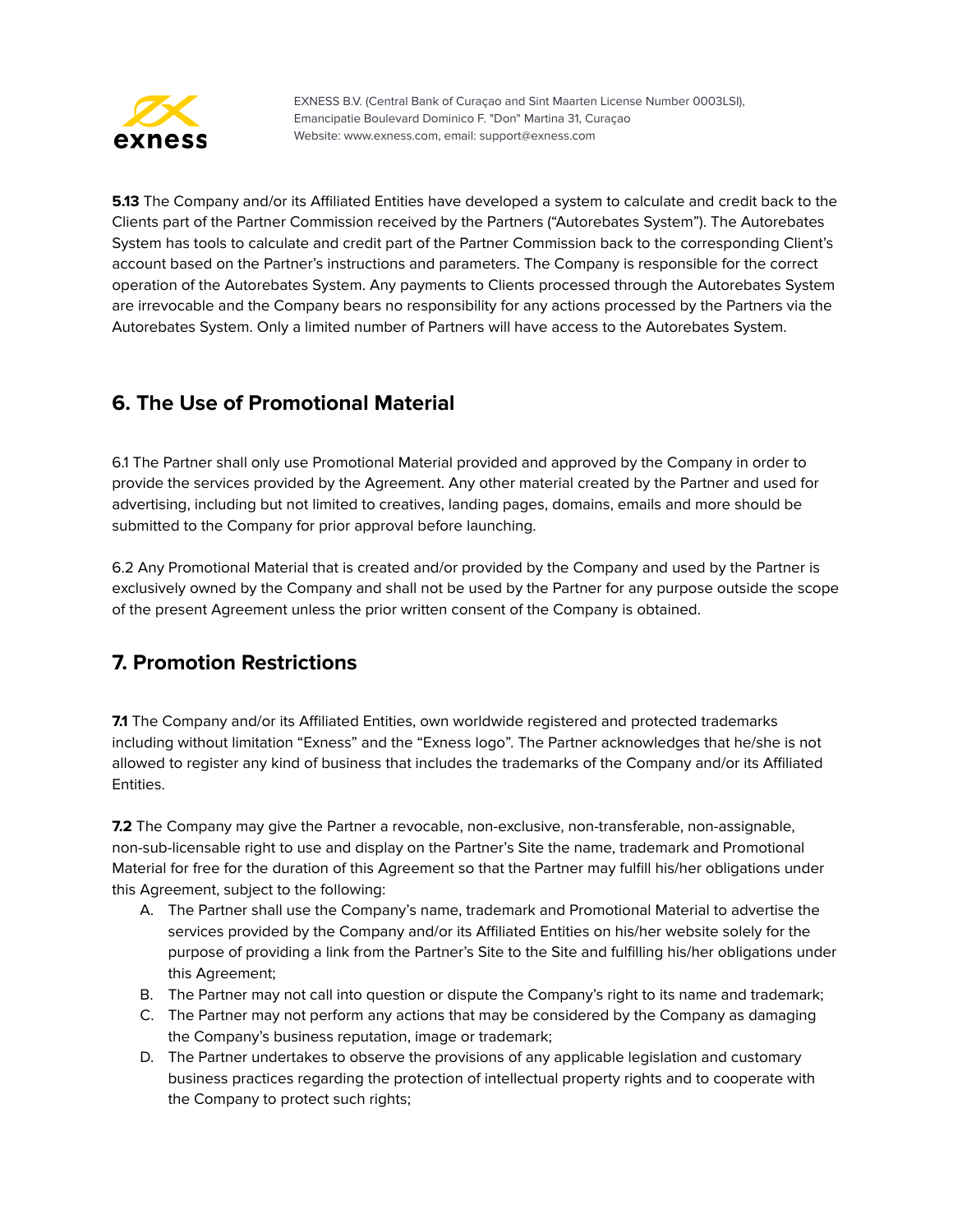**5.13** The Company and/or its Affiliated Entities have developed a system to calculate and credit back to the Clients part of the Partner Commission received by the Partners ("Autorebates System"). The Autorebates System has tools to calculate and credit part of the Partner Commission back to the corresponding Client's account based on the Partner's instructions and parameters. The Company is responsible for the correct operation of the Autorebates System. Any payments to Clients processed through the Autorebates System are irrevocable and the Company bears no responsibility for any actions processed by the Partners via the Autorebates System. Only a limited number of Partners will have access to the Autorebates System.

## 6. The Use of Promotional Material

6.1 The Partner shall only use Promotional Material provided and approved by the Company in order to provide the services provided by the Agreement. Any other material created by the Partner and used for advertising, including but not limited to creatives, landing pages, domains, emails and more should be submitted to the Company for prior approval before launching.

6.2 Any Promotional Material that is created and/or provided by the Company and used by the Partner is exclusively owned by the Company and shall not be used by the Partner for any purpose outside the scope of the present Agreement unless the prior written consent of the Company is obtained.

## 7. Promotion Restrictions

**7.1** The Company and/or its Affiliated Entities, own worldwide registered and protected trademarks including without limitation "Exness" and the "Exness logo". The Partner acknowledges that he/she is not allowed to register any kind of business that includes the trademarks of the Company and/or its Affiliated Entities.

**7.2** The Company may give the Partner a revocable, non-exclusive, non-transferable, non-assignable, non-sub-licensable right to use and display on the Partner's Site the name, trademark and Promotional Material for free for the duration of this Agreement so that the Partner may fulfill his/her obligations under this Agreement, subject to the following:

A. The Partner shall use the Company's name, trademark and Promotional Material to advertise the services provided by the Company and/or its Affiliated Entities on his/her website solely for the purpose of providing a link from the Partner's Site to the Site and fulfilling his/her obligations under this Agreement;
B. The Partner may not call into question or dispute the Company's right to its name and trademark;
C. The Partner may not perform any actions that may be considered by the Company as damaging the Company's business reputation, image or trademark;
D. The Partner undertakes to observe the provisions of any applicable legislation and customary business practices regarding the protection of intellectual property rights and to cooperate with the Company to protect such rights;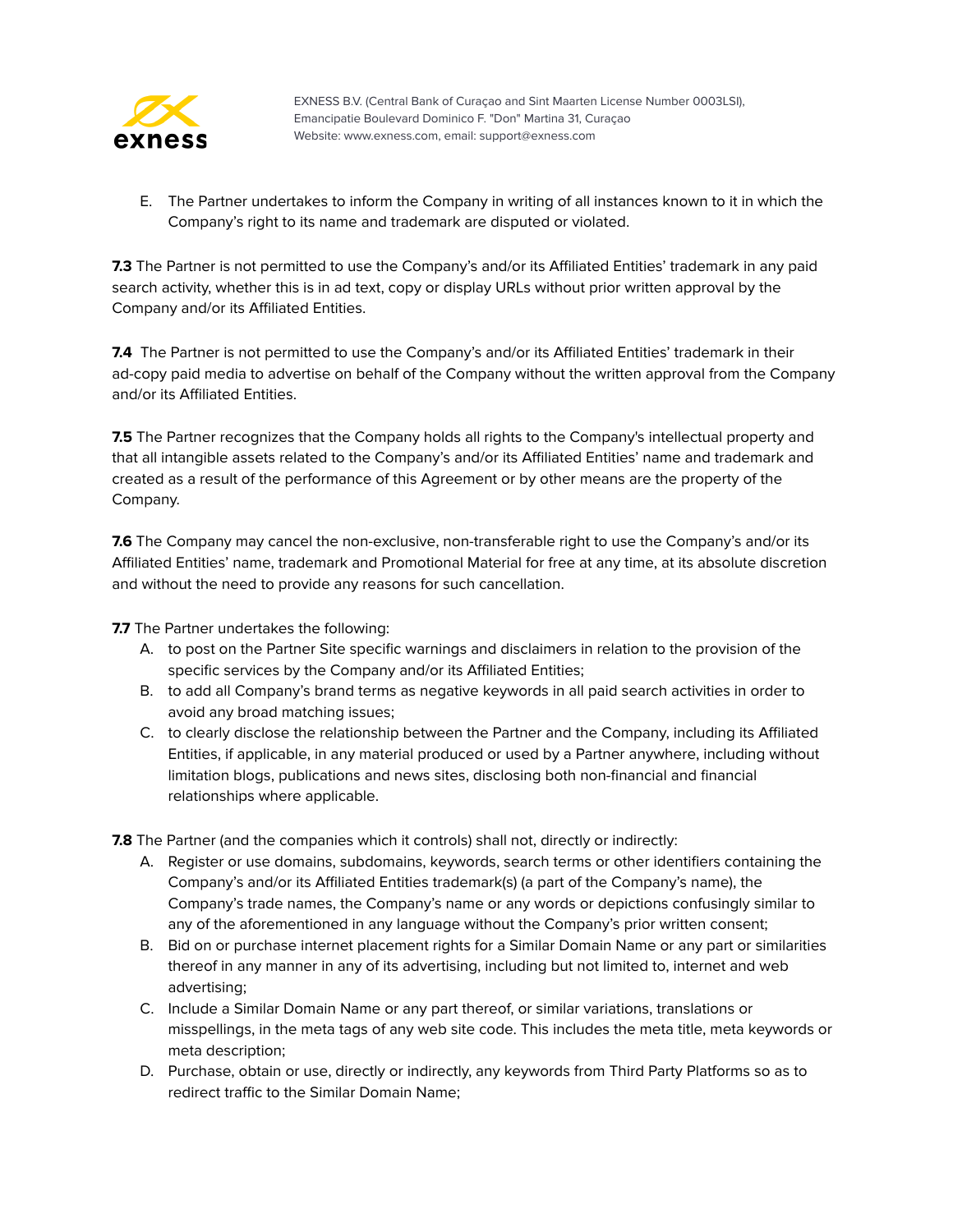E. The Partner undertakes to inform the Company in writing of all instances known to it in which the Company's right to its name and trademark are disputed or violated.

**7.3** The Partner is not permitted to use the Company's and/or its Affiliated Entities' trademark in any paid search activity, whether this is in ad text, copy or display URLs without prior written approval by the Company and/or its Affiliated Entities.

**7.4** The Partner is not permitted to use the Company's and/or its Affiliated Entities' trademark in their ad-copy paid media to advertise on behalf of the Company without the written approval from the Company and/or its Affiliated Entities.

**7.5** The Partner recognizes that the Company holds all rights to the Company's intellectual property and that all intangible assets related to the Company's and/or its Affiliated Entities' name and trademark and created as a result of the performance of this Agreement or by other means are the property of the Company.

**7.6** The Company may cancel the non-exclusive, non-transferable right to use the Company's and/or its Affiliated Entities' name, trademark and Promotional Material for free at any time, at its absolute discretion and without the need to provide any reasons for such cancellation.

**7.7** The Partner undertakes the following:

A. to post on the Partner Site specific warnings and disclaimers in relation to the provision of the specific services by the Company and/or its Affiliated Entities;

B. to add all Company's brand terms as negative keywords in all paid search activities in order to avoid any broad matching issues;

C. to clearly disclose the relationship between the Partner and the Company, including its Affiliated Entities, if applicable, in any material produced or used by a Partner anywhere, including without limitation blogs, publications and news sites, disclosing both non-financial and financial relationships where applicable.

**7.8** The Partner (and the companies which it controls) shall not, directly or indirectly:

A. Register or use domains, subdomains, keywords, search terms or other identifiers containing the Company's and/or its Affiliated Entities trademark(s) (a part of the Company's name), the Company's trade names, the Company's name or any words or depictions confusingly similar to any of the aforementioned in any language without the Company's prior written consent;

B. Bid on or purchase internet placement rights for a Similar Domain Name or any part or similarities thereof in any manner in any of its advertising, including but not limited to, internet and web advertising;

C. Include a Similar Domain Name or any part thereof, or similar variations, translations or misspellings, in the meta tags of any web site code. This includes the meta title, meta keywords or meta description;

D. Purchase, obtain or use, directly or indirectly, any keywords from Third Party Platforms so as to redirect traffic to the Similar Domain Name;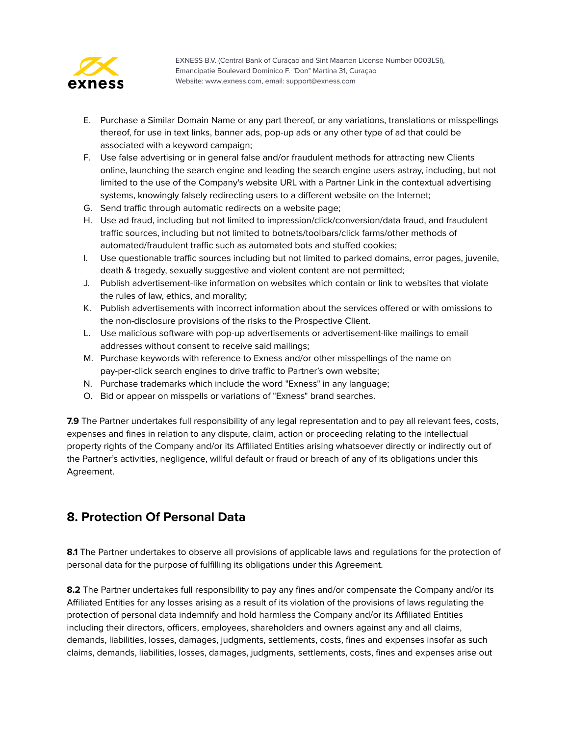E. Purchase a Similar Domain Name or any part thereof, or any variations, translations or misspellings thereof, for use in text links, banner ads, pop-up ads or any other type of ad that could be associated with a keyword campaign;
F. Use false advertising or in general false and/or fraudulent methods for attracting new Clients online, launching the search engine and leading the search engine users astray, including, but not limited to the use of the Company's website URL with a Partner Link in the contextual advertising systems, knowingly falsely redirecting users to a different website on the Internet;
G. Send traffic through automatic redirects on a website page;
H. Use ad fraud, including but not limited to impression/click/conversion/data fraud, and fraudulent traffic sources, including but not limited to botnets/toolbars/click farms/other methods of automated/fraudulent traffic such as automated bots and stuffed cookies;
I. Use questionable traffic sources including but not limited to parked domains, error pages, juvenile, death & tragedy, sexually suggestive and violent content are not permitted;
J. Publish advertisement-like information on websites which contain or link to websites that violate the rules of law, ethics, and morality;
K. Publish advertisements with incorrect information about the services offered or with omissions to the non-disclosure provisions of the risks to the Prospective Client.
L. Use malicious software with pop-up advertisements or advertisement-like mailings to email addresses without consent to receive said mailings;
M. Purchase keywords with reference to Exness and/or other misspellings of the name on pay-per-click search engines to drive traffic to Partner's own website;
N. Purchase trademarks which include the word "Exness" in any language;
O. Bid or appear on misspells or variations of "Exness" brand searches.

**7.9** The Partner undertakes full responsibility of any legal representation and to pay all relevant fees, costs, expenses and fines in relation to any dispute, claim, action or proceeding relating to the intellectual property rights of the Company and/or its Affiliated Entities arising whatsoever directly or indirectly out of the Partner's activities, negligence, willful default or fraud or breach of any of its obligations under this Agreement.

## 8. Protection Of Personal Data

**8.1** The Partner undertakes to observe all provisions of applicable laws and regulations for the protection of personal data for the purpose of fulfilling its obligations under this Agreement.

**8.2** The Partner undertakes full responsibility to pay any fines and/or compensate the Company and/or its Affiliated Entities for any losses arising as a result of its violation of the provisions of laws regulating the protection of personal data indemnify and hold harmless the Company and/or its Affiliated Entities including their directors, officers, employees, shareholders and owners against any and all claims, demands, liabilities, losses, damages, judgments, settlements, costs, fines and expenses insofar as such claims, demands, liabilities, losses, damages, judgments, settlements, costs, fines and expenses arise out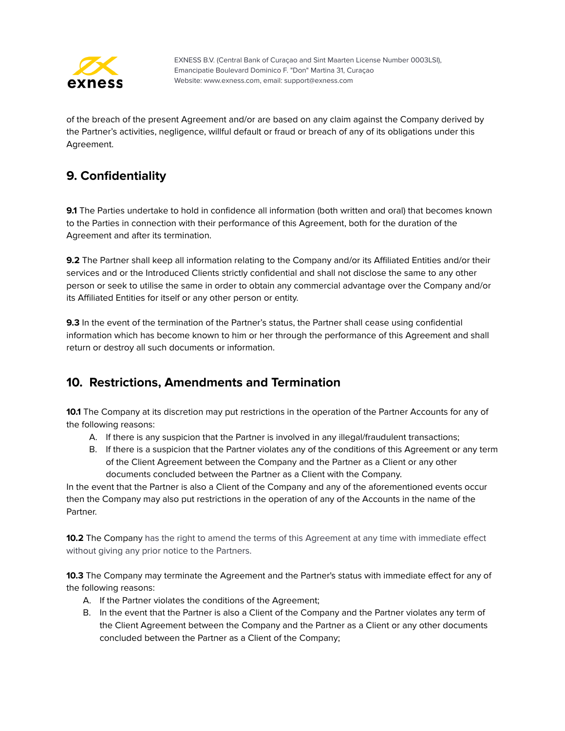of the breach of the present Agreement and/or are based on any claim against the Company derived by the Partner's activities, negligence, willful default or fraud or breach of any of its obligations under this Agreement.

## 9. Confidentiality

**9.1** The Parties undertake to hold in confidence all information (both written and oral) that becomes known to the Parties in connection with their performance of this Agreement, both for the duration of the Agreement and after its termination.

**9.2** The Partner shall keep all information relating to the Company and/or its Affiliated Entities and/or their services and or the Introduced Clients strictly confidential and shall not disclose the same to any other person or seek to utilise the same in order to obtain any commercial advantage over the Company and/or its Affiliated Entities for itself or any other person or entity.

**9.3** In the event of the termination of the Partner's status, the Partner shall cease using confidential information which has become known to him or her through the performance of this Agreement and shall return or destroy all such documents or information.

## 10. Restrictions, Amendments and Termination

**10.1** The Company at its discretion may put restrictions in the operation of the Partner Accounts for any of the following reasons:

A. If there is any suspicion that the Partner is involved in any illegal/fraudulent transactions;
B. If there is a suspicion that the Partner violates any of the conditions of this Agreement or any term of the Client Agreement between the Company and the Partner as a Client or any other documents concluded between the Partner as a Client with the Company.

In the event that the Partner is also a Client of the Company and any of the aforementioned events occur then the Company may also put restrictions in the operation of any of the Accounts in the name of the Partner.

**10.2** The Company has the right to amend the terms of this Agreement at any time with immediate effect without giving any prior notice to the Partners.

**10.3** The Company may terminate the Agreement and the Partner's status with immediate effect for any of the following reasons:

A. If the Partner violates the conditions of the Agreement;
B. In the event that the Partner is also a Client of the Company and the Partner violates any term of the Client Agreement between the Company and the Partner as a Client or any other documents concluded between the Partner as a Client of the Company;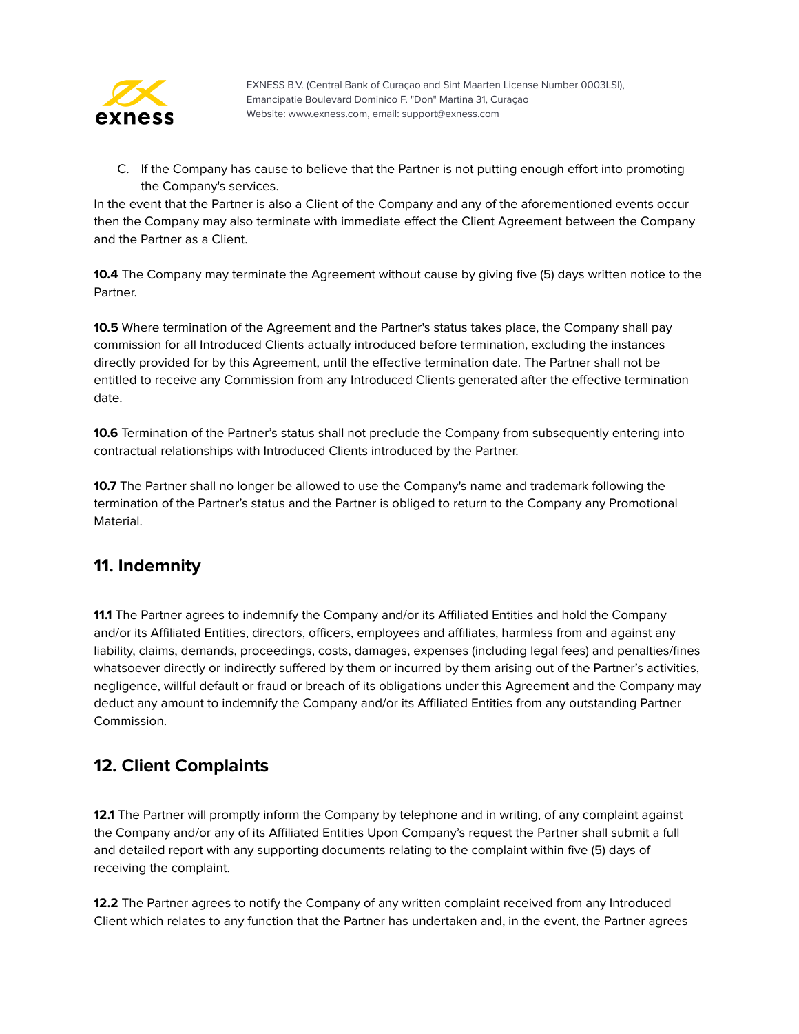C. If the Company has cause to believe that the Partner is not putting enough effort into promoting the Company's services.

In the event that the Partner is also a Client of the Company and any of the aforementioned events occur then the Company may also terminate with immediate effect the Client Agreement between the Company and the Partner as a Client.

**10.4** The Company may terminate the Agreement without cause by giving five (5) days written notice to the Partner.

**10.5** Where termination of the Agreement and the Partner's status takes place, the Company shall pay commission for all Introduced Clients actually introduced before termination, excluding the instances directly provided for by this Agreement, until the effective termination date. The Partner shall not be entitled to receive any Commission from any Introduced Clients generated after the effective termination date.

**10.6** Termination of the Partner's status shall not preclude the Company from subsequently entering into contractual relationships with Introduced Clients introduced by the Partner.

**10.7** The Partner shall no longer be allowed to use the Company's name and trademark following the termination of the Partner's status and the Partner is obliged to return to the Company any Promotional Material.

## 11. Indemnity

**11.1** The Partner agrees to indemnify the Company and/or its Affiliated Entities and hold the Company and/or its Affiliated Entities, directors, officers, employees and affiliates, harmless from and against any liability, claims, demands, proceedings, costs, damages, expenses (including legal fees) and penalties/fines whatsoever directly or indirectly suffered by them or incurred by them arising out of the Partner's activities, negligence, willful default or fraud or breach of its obligations under this Agreement and the Company may deduct any amount to indemnify the Company and/or its Affiliated Entities from any outstanding Partner Commission.

## 12. Client Complaints

**12.1** The Partner will promptly inform the Company by telephone and in writing, of any complaint against the Company and/or any of its Affiliated Entities Upon Company's request the Partner shall submit a full and detailed report with any supporting documents relating to the complaint within five (5) days of receiving the complaint.

**12.2** The Partner agrees to notify the Company of any written complaint received from any Introduced Client which relates to any function that the Partner has undertaken and, in the event, the Partner agrees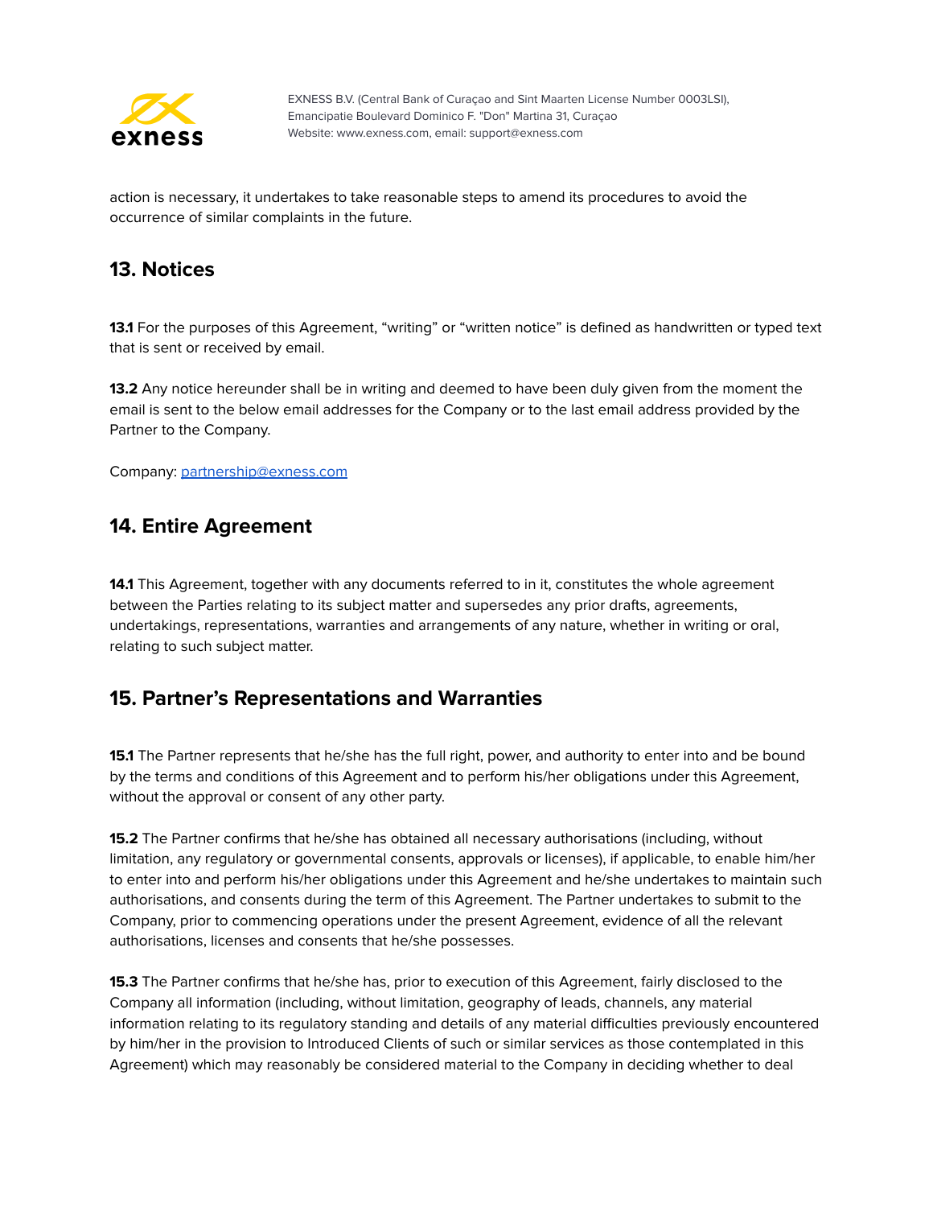action is necessary, it undertakes to take reasonable steps to amend its procedures to avoid the occurrence of similar complaints in the future.

## 13. Notices

**13.1** For the purposes of this Agreement, “writing” or “written notice” is defined as handwritten or typed text that is sent or received by email.

**13.2** Any notice hereunder shall be in writing and deemed to have been duly given from the moment the email is sent to the below email addresses for the Company or to the last email address provided by the Partner to the Company.

Company: [partnership@exness.com](mailto:partnership@exness.com)

## 14. Entire Agreement

**14.1** This Agreement, together with any documents referred to in it, constitutes the whole agreement between the Parties relating to its subject matter and supersedes any prior drafts, agreements, undertakings, representations, warranties and arrangements of any nature, whether in writing or oral, relating to such subject matter.

## 15. Partner’s Representations and Warranties

**15.1** The Partner represents that he/she has the full right, power, and authority to enter into and be bound by the terms and conditions of this Agreement and to perform his/her obligations under this Agreement, without the approval or consent of any other party.

**15.2** The Partner confirms that he/she has obtained all necessary authorisations (including, without limitation, any regulatory or governmental consents, approvals or licenses), if applicable, to enable him/her to enter into and perform his/her obligations under this Agreement and he/she undertakes to maintain such authorisations, and consents during the term of this Agreement. The Partner undertakes to submit to the Company, prior to commencing operations under the present Agreement, evidence of all the relevant authorisations, licenses and consents that he/she possesses.

**15.3** The Partner confirms that he/she has, prior to execution of this Agreement, fairly disclosed to the Company all information (including, without limitation, geography of leads, channels, any material information relating to its regulatory standing and details of any material difficulties previously encountered by him/her in the provision to Introduced Clients of such or similar services as those contemplated in this Agreement) which may reasonably be considered material to the Company in deciding whether to deal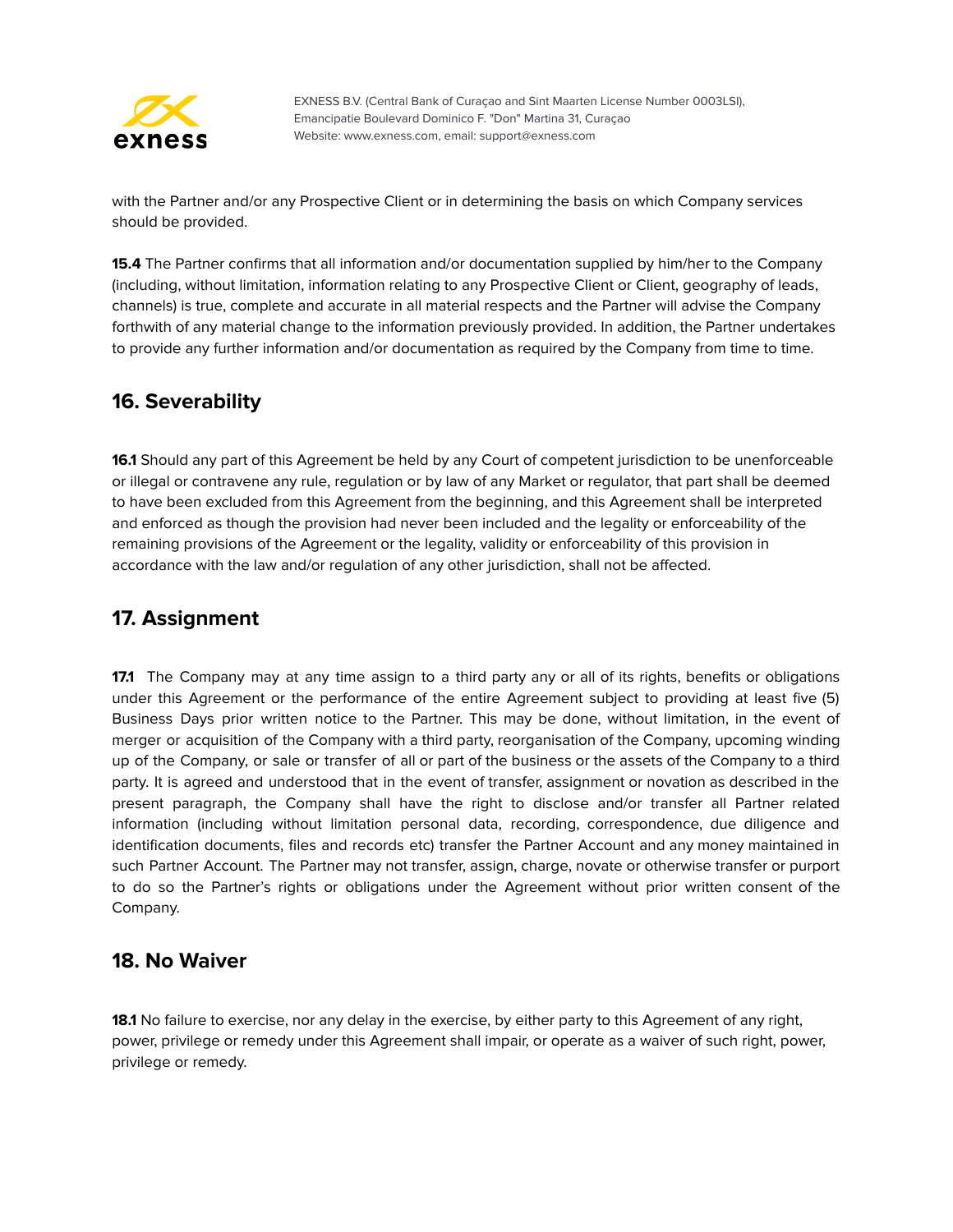with the Partner and/or any Prospective Client or in determining the basis on which Company services should be provided.

**15.4** The Partner confirms that all information and/or documentation supplied by him/her to the Company (including, without limitation, information relating to any Prospective Client or Client, geography of leads, channels) is true, complete and accurate in all material respects and the Partner will advise the Company forthwith of any material change to the information previously provided. In addition, the Partner undertakes to provide any further information and/or documentation as required by the Company from time to time.

## 16. Severability

**16.1** Should any part of this Agreement be held by any Court of competent jurisdiction to be unenforceable or illegal or contravene any rule, regulation or by law of any Market or regulator, that part shall be deemed to have been excluded from this Agreement from the beginning, and this Agreement shall be interpreted and enforced as though the provision had never been included and the legality or enforceability of the remaining provisions of the Agreement or the legality, validity or enforceability of this provision in accordance with the law and/or regulation of any other jurisdiction, shall not be affected.

## 17. Assignment

**17.1** The Company may at any time assign to a third party any or all of its rights, benefits or obligations under this Agreement or the performance of the entire Agreement subject to providing at least five (5) Business Days prior written notice to the Partner. This may be done, without limitation, in the event of merger or acquisition of the Company with a third party, reorganisation of the Company, upcoming winding up of the Company, or sale or transfer of all or part of the business or the assets of the Company to a third party. It is agreed and understood that in the event of transfer, assignment or novation as described in the present paragraph, the Company shall have the right to disclose and/or transfer all Partner related information (including without limitation personal data, recording, correspondence, due diligence and identification documents, files and records etc) transfer the Partner Account and any money maintained in such Partner Account. The Partner may not transfer, assign, charge, novate or otherwise transfer or purport to do so the Partner's rights or obligations under the Agreement without prior written consent of the Company.

## 18. No Waiver

**18.1** No failure to exercise, nor any delay in the exercise, by either party to this Agreement of any right, power, privilege or remedy under this Agreement shall impair, or operate as a waiver of such right, power, privilege or remedy.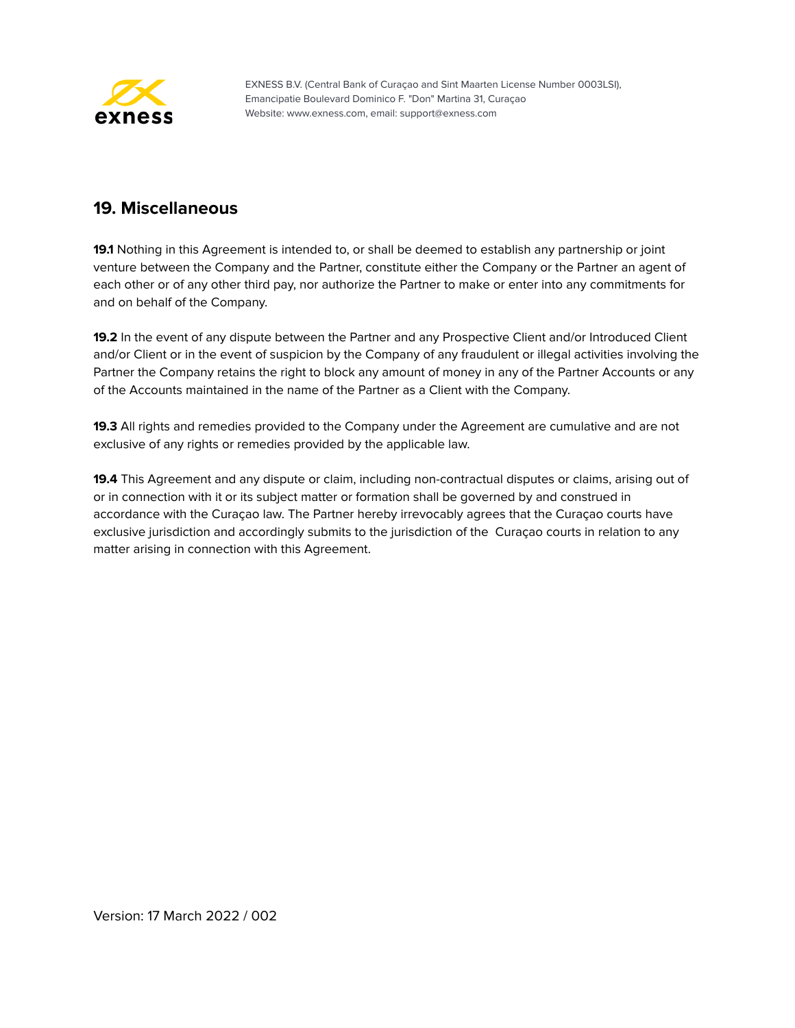## 19. Miscellaneous

**19.1** Nothing in this Agreement is intended to, or shall be deemed to establish any partnership or joint venture between the Company and the Partner, constitute either the Company or the Partner an agent of each other or of any other third pay, nor authorize the Partner to make or enter into any commitments for and on behalf of the Company.

**19.2** In the event of any dispute between the Partner and any Prospective Client and/or Introduced Client and/or Client or in the event of suspicion by the Company of any fraudulent or illegal activities involving the Partner the Company retains the right to block any amount of money in any of the Partner Accounts or any of the Accounts maintained in the name of the Partner as a Client with the Company.

**19.3** All rights and remedies provided to the Company under the Agreement are cumulative and are not exclusive of any rights or remedies provided by the applicable law.

**19.4** This Agreement and any dispute or claim, including non-contractual disputes or claims, arising out of or in connection with it or its subject matter or formation shall be governed by and construed in accordance with the Curaçao law. The Partner hereby irrevocably agrees that the Curaçao courts have exclusive jurisdiction and accordingly submits to the jurisdiction of the Curaçao courts in relation to any matter arising in connection with this Agreement.

Version: 17 March 2022 / 002